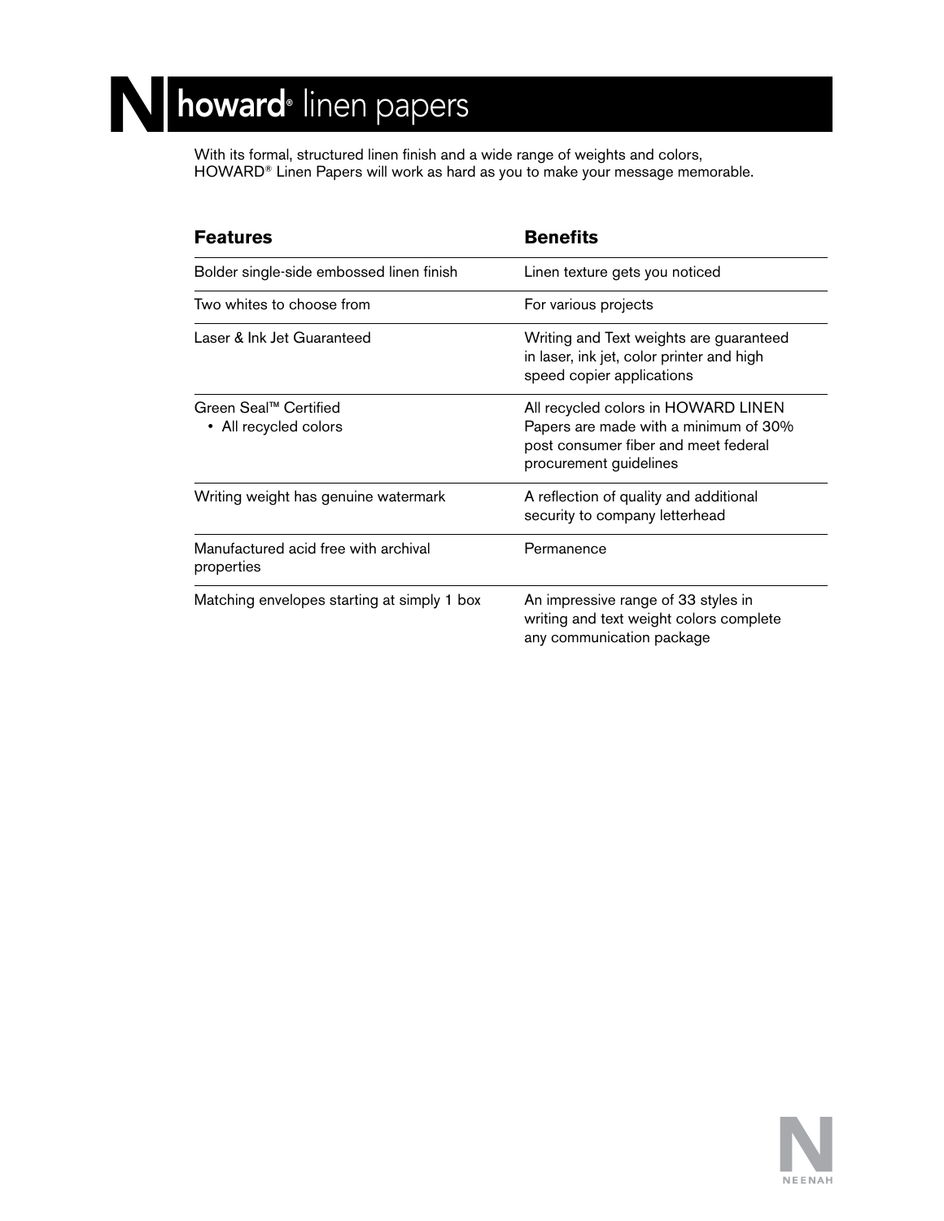# howard® linen papers

With its formal, structured linen finish and a wide range of weights and colors, HOWARD® Linen Papers will work as hard as you to make your message memorable.

| Features | Benefits |
|---|---|
| Bolder single-side embossed linen finish | Linen texture gets you noticed |
| Two whites to choose from | For various projects |
| Laser & Ink Jet Guaranteed | Writing and Text weights are guaranteed in laser, ink jet, color printer and high speed copier applications |
| Green Seal™ Certified<br>• All recycled colors | All recycled colors in HOWARD LINEN Papers are made with a minimum of 30% post consumer fiber and meet federal procurement guidelines |
| Writing weight has genuine watermark | A reflection of quality and additional security to company letterhead |
| Manufactured acid free with archival properties | Permanence |
| Matching envelopes starting at simply 1 box | An impressive range of 33 styles in writing and text weight colors complete any communication package |

NEENAH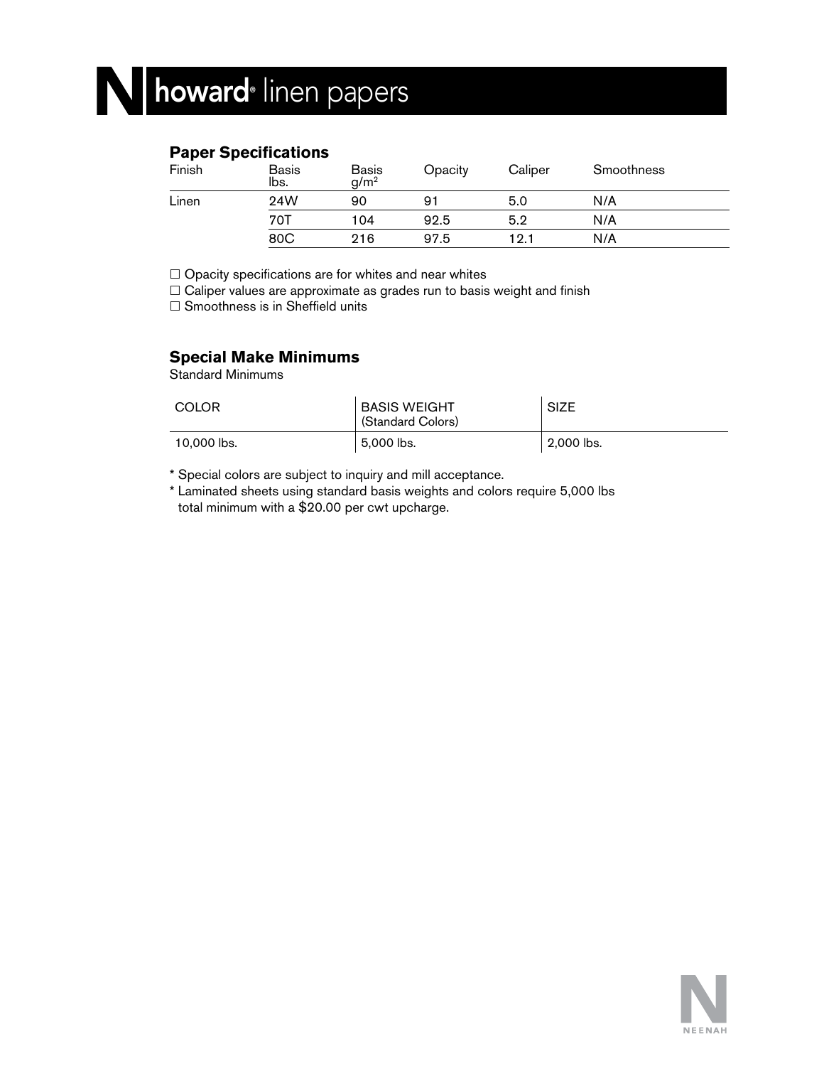# howard® linen papers

## Paper Specifications

| Finish | Basis lbs. | Basis g/m² | Opacity | Caliper | Smoothness |
|---|---|---|---|---|---|
| Linen | 24W | 90 | 91 | 5.0 | N/A |
| | 70T | 104 | 92.5 | 5.2 | N/A |
| | 80C | 216 | 97.5 | 12.1 | N/A |

☐ Opacity specifications are for whites and near whites

☐ Caliper values are approximate as grades run to basis weight and finish

☐ Smoothness is in Sheffield units

## Special Make Minimums

Standard Minimums

| COLOR | BASIS WEIGHT (Standard Colors) | SIZE |
|---|---|---|
| 10,000 lbs. | 5,000 lbs. | 2,000 lbs. |

* Special colors are subject to inquiry and mill acceptance.
* Laminated sheets using standard basis weights and colors require 5,000 lbs total minimum with a $20.00 per cwt upcharge.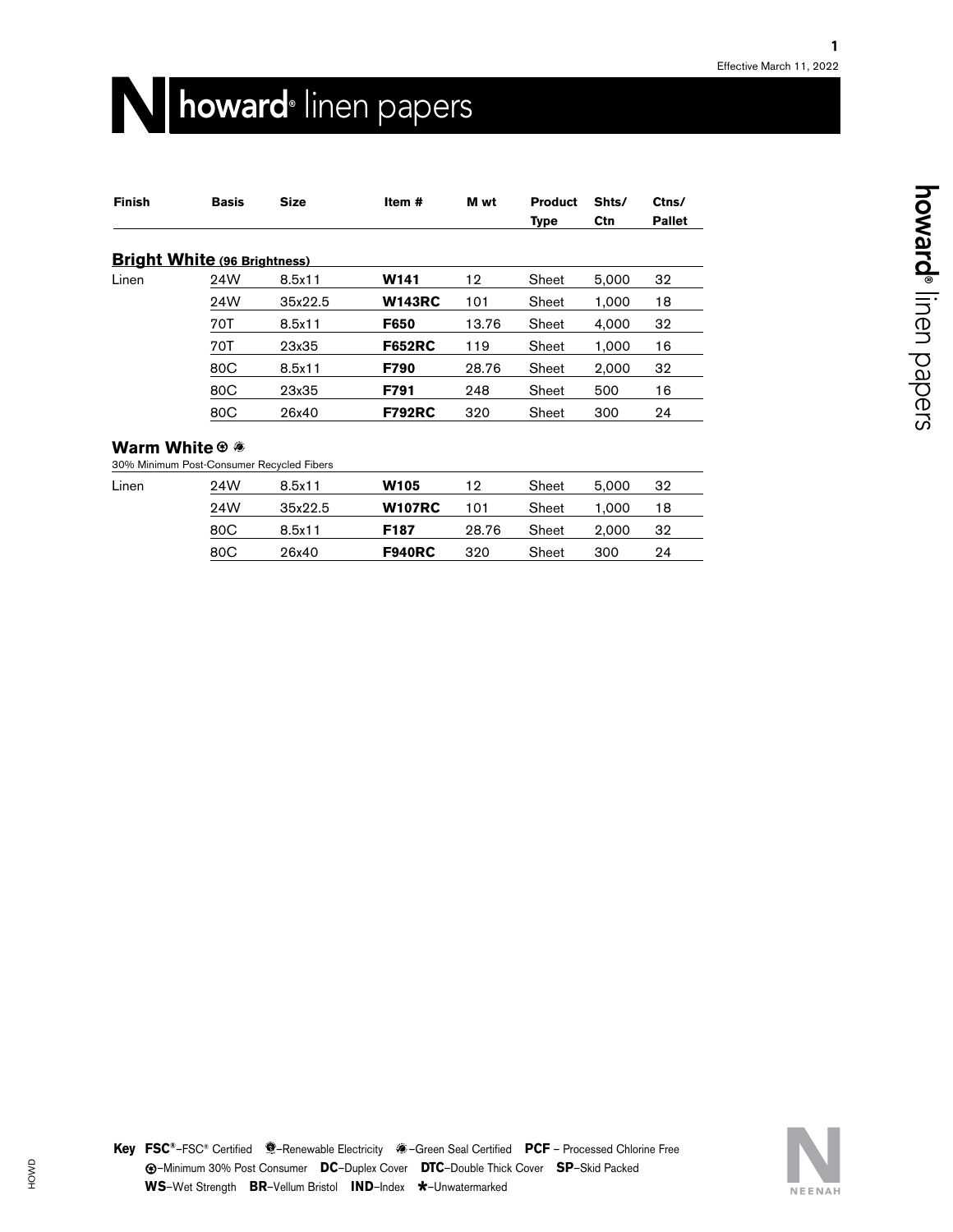# howard® linen papers

Effective March 11, 2022

| Finish | Basis | Size | Item # | M wt | Product Type | Shts/ Ctn | Ctns/ Pallet |
|---|---|---|---|---|---|---|---|
| **Bright White (96 Brightness)** | | | | | | | |
| Linen | 24W | 8.5x11 | **W141** | 12 | Sheet | 5,000 | 32 |
| | 24W | 35x22.5 | **W143RC** | 101 | Sheet | 1,000 | 18 |
| | 70T | 8.5x11 | **F650** | 13.76 | Sheet | 4,000 | 32 |
| | 70T | 23x35 | **F652RC** | 119 | Sheet | 1,000 | 16 |
| | 80C | 8.5x11 | **F790** | 28.76 | Sheet | 2,000 | 32 |
| | 80C | 23x35 | **F791** | 248 | Sheet | 500 | 16 |
| | 80C | 26x40 | **F792RC** | 320 | Sheet | 300 | 24 |
| **Warm White** ⊛ ❀ <br> 30% Minimum Post-Consumer Recycled Fibers | | | | | | | |
| Linen | 24W | 8.5x11 | **W105** | 12 | Sheet | 5,000 | 32 |
| | 24W | 35x22.5 | **W107RC** | 101 | Sheet | 1,000 | 18 |
| | 80C | 8.5x11 | **F187** | 28.76 | Sheet | 2,000 | 32 |
| | 80C | 26x40 | **F940RC** | 320 | Sheet | 300 | 24 |

**Key** **FSC**®–FSC® Certified ❂–Renewable Electricity ❀–Green Seal Certified **PCF** – Processed Chlorine Free
⊛–Minimum 30% Post Consumer **DC**–Duplex Cover **DTC**–Double Thick Cover **SP**–Skid Packed
**WS**–Wet Strength **BR**–Vellum Bristol **IND**–Index ★–Unwatermarked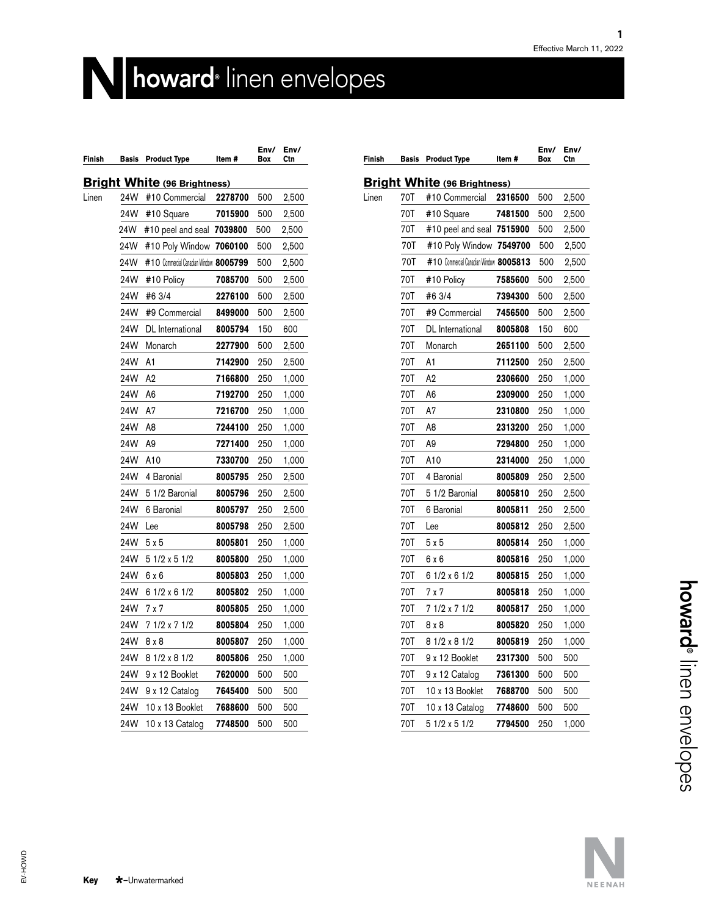Effective March 11, 2022

# howard® linen envelopes

| Finish | Basis | Product Type | Item # | Env/ Box | Env/ Ctn |
|---|---|---|---|---|---|
| **Bright White (96 Brightness)** | | | | | |
| Linen | 24W | #10 Commercial | **2278700** | 500 | 2,500 |
| | 24W | #10 Square | **7015900** | 500 | 2,500 |
| | 24W | #10 peel and seal | **7039800** | 500 | 2,500 |
| | 24W | #10 Poly Window | **7060100** | 500 | 2,500 |
| | 24W | #10 Commercial Canadian Window | **8005799** | 500 | 2,500 |
| | 24W | #10 Policy | **7085700** | 500 | 2,500 |
| | 24W | #6 3/4 | **2276100** | 500 | 2,500 |
| | 24W | #9 Commercial | **8499000** | 500 | 2,500 |
| | 24W | DL International | **8005794** | 150 | 600 |
| | 24W | Monarch | **2277900** | 500 | 2,500 |
| | 24W | A1 | **7142900** | 250 | 2,500 |
| | 24W | A2 | **7166800** | 250 | 1,000 |
| | 24W | A6 | **7192700** | 250 | 1,000 |
| | 24W | A7 | **7216700** | 250 | 1,000 |
| | 24W | A8 | **7244100** | 250 | 1,000 |
| | 24W | A9 | **7271400** | 250 | 1,000 |
| | 24W | A10 | **7330700** | 250 | 1,000 |
| | 24W | 4 Baronial | **8005795** | 250 | 2,500 |
| | 24W | 5 1/2 Baronial | **8005796** | 250 | 2,500 |
| | 24W | 6 Baronial | **8005797** | 250 | 2,500 |
| | 24W | Lee | **8005798** | 250 | 2,500 |
| | 24W | 5 x 5 | **8005801** | 250 | 1,000 |
| | 24W | 5 1/2 x 5 1/2 | **8005800** | 250 | 1,000 |
| | 24W | 6 x 6 | **8005803** | 250 | 1,000 |
| | 24W | 6 1/2 x 6 1/2 | **8005802** | 250 | 1,000 |
| | 24W | 7 x 7 | **8005805** | 250 | 1,000 |
| | 24W | 7 1/2 x 7 1/2 | **8005804** | 250 | 1,000 |
| | 24W | 8 x 8 | **8005807** | 250 | 1,000 |
| | 24W | 8 1/2 x 8 1/2 | **8005806** | 250 | 1,000 |
| | 24W | 9 x 12 Booklet | **7620000** | 500 | 500 |
| | 24W | 9 x 12 Catalog | **7645400** | 500 | 500 |
| | 24W | 10 x 13 Booklet | **7688600** | 500 | 500 |
| | 24W | 10 x 13 Catalog | **7748500** | 500 | 500 |

| Finish | Basis | Product Type | Item # | Env/ Box | Env/ Ctn |
|---|---|---|---|---|---|
| **Bright White (96 Brightness)** | | | | | |
| Linen | 70T | #10 Commercial | **2316500** | 500 | 2,500 |
| | 70T | #10 Square | **7481500** | 500 | 2,500 |
| | 70T | #10 peel and seal | **7515900** | 500 | 2,500 |
| | 70T | #10 Poly Window | **7549700** | 500 | 2,500 |
| | 70T | #10 Commercial Canadian Window | **8005813** | 500 | 2,500 |
| | 70T | #10 Policy | **7585600** | 500 | 2,500 |
| | 70T | #6 3/4 | **7394300** | 500 | 2,500 |
| | 70T | #9 Commercial | **7456500** | 500 | 2,500 |
| | 70T | DL International | **8005808** | 150 | 600 |
| | 70T | Monarch | **2651100** | 500 | 2,500 |
| | 70T | A1 | **7112500** | 250 | 2,500 |
| | 70T | A2 | **2306600** | 250 | 1,000 |
| | 70T | A6 | **2309000** | 250 | 1,000 |
| | 70T | A7 | **2310800** | 250 | 1,000 |
| | 70T | A8 | **2313200** | 250 | 1,000 |
| | 70T | A9 | **7294800** | 250 | 1,000 |
| | 70T | A10 | **2314000** | 250 | 1,000 |
| | 70T | 4 Baronial | **8005809** | 250 | 2,500 |
| | 70T | 5 1/2 Baronial | **8005810** | 250 | 2,500 |
| | 70T | 6 Baronial | **8005811** | 250 | 2,500 |
| | 70T | Lee | **8005812** | 250 | 2,500 |
| | 70T | 5 x 5 | **8005814** | 250 | 1,000 |
| | 70T | 6 x 6 | **8005816** | 250 | 1,000 |
| | 70T | 6 1/2 x 6 1/2 | **8005815** | 250 | 1,000 |
| | 70T | 7 x 7 | **8005818** | 250 | 1,000 |
| | 70T | 7 1/2 x 7 1/2 | **8005817** | 250 | 1,000 |
| | 70T | 8 x 8 | **8005820** | 250 | 1,000 |
| | 70T | 8 1/2 x 8 1/2 | **8005819** | 250 | 1,000 |
| | 70T | 9 x 12 Booklet | **2317300** | 500 | 500 |
| | 70T | 9 x 12 Catalog | **7361300** | 500 | 500 |
| | 70T | 10 x 13 Booklet | **7688700** | 500 | 500 |
| | 70T | 10 x 13 Catalog | **7748600** | 500 | 500 |
| | 70T | 5 1/2 x 5 1/2 | **7794500** | 250 | 1,000 |

**Key** ✱–Unwatermarked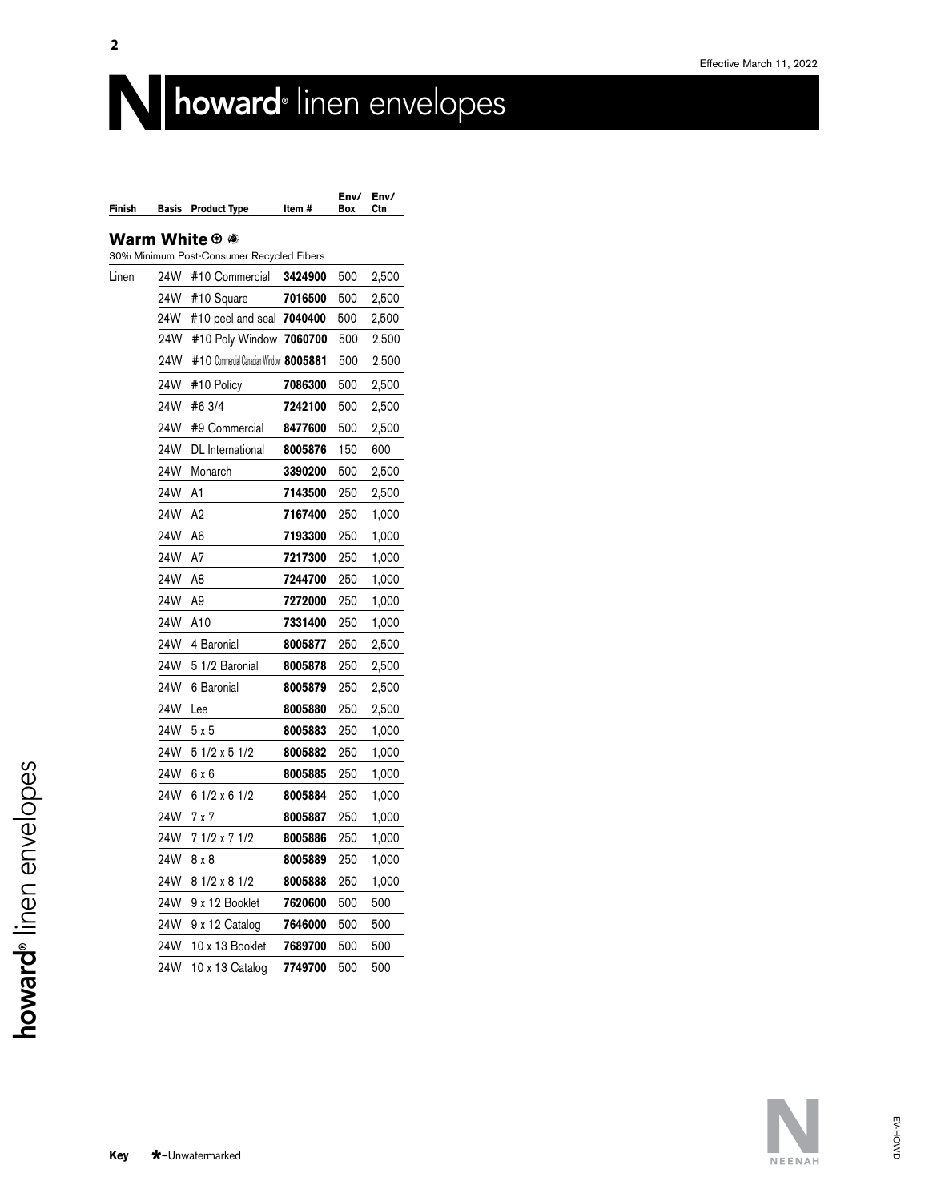Effective March 11, 2022

# howard® linen envelopes

| Finish | Basis | Product Type | Item # | Env/ Box | Env/ Ctn |
|---|---|---|---|---|---|
| **Warm White** ⊕ | | | | | |
| 30% Minimum Post-Consumer Recycled Fibers | | | | | |
| Linen | 24W | #10 Commercial | **3424900** | 500 | 2,500 |
| | 24W | #10 Square | **7016500** | 500 | 2,500 |
| | 24W | #10 peel and seal | **7040400** | 500 | 2,500 |
| | 24W | #10 Poly Window | **7060700** | 500 | 2,500 |
| | 24W | #10 Commercial Canadian Window | **8005881** | 500 | 2,500 |
| | 24W | #10 Policy | **7086300** | 500 | 2,500 |
| | 24W | #6 3/4 | **7242100** | 500 | 2,500 |
| | 24W | #9 Commercial | **8477600** | 500 | 2,500 |
| | 24W | DL International | **8005876** | 150 | 600 |
| | 24W | Monarch | **3390200** | 500 | 2,500 |
| | 24W | A1 | **7143500** | 250 | 2,500 |
| | 24W | A2 | **7167400** | 250 | 1,000 |
| | 24W | A6 | **7193300** | 250 | 1,000 |
| | 24W | A7 | **7217300** | 250 | 1,000 |
| | 24W | A8 | **7244700** | 250 | 1,000 |
| | 24W | A9 | **7272000** | 250 | 1,000 |
| | 24W | A10 | **7331400** | 250 | 1,000 |
| | 24W | 4 Baronial | **8005877** | 250 | 2,500 |
| | 24W | 5 1/2 Baronial | **8005878** | 250 | 2,500 |
| | 24W | 6 Baronial | **8005879** | 250 | 2,500 |
| | 24W | Lee | **8005880** | 250 | 2,500 |
| | 24W | 5 x 5 | **8005883** | 250 | 1,000 |
| | 24W | 5 1/2 x 5 1/2 | **8005882** | 250 | 1,000 |
| | 24W | 6 x 6 | **8005885** | 250 | 1,000 |
| | 24W | 6 1/2 x 6 1/2 | **8005884** | 250 | 1,000 |
| | 24W | 7 x 7 | **8005887** | 250 | 1,000 |
| | 24W | 7 1/2 x 7 1/2 | **8005886** | 250 | 1,000 |
| | 24W | 8 x 8 | **8005889** | 250 | 1,000 |
| | 24W | 8 1/2 x 8 1/2 | **8005888** | 250 | 1,000 |
| | 24W | 9 x 12 Booklet | **7620600** | 500 | 500 |
| | 24W | 9 x 12 Catalog | **7646000** | 500 | 500 |
| | 24W | 10 x 13 Booklet | **7689700** | 500 | 500 |
| | 24W | 10 x 13 Catalog | **7749700** | 500 | 500 |

**Key** ✱–Unwatermarked

EV-HOWD